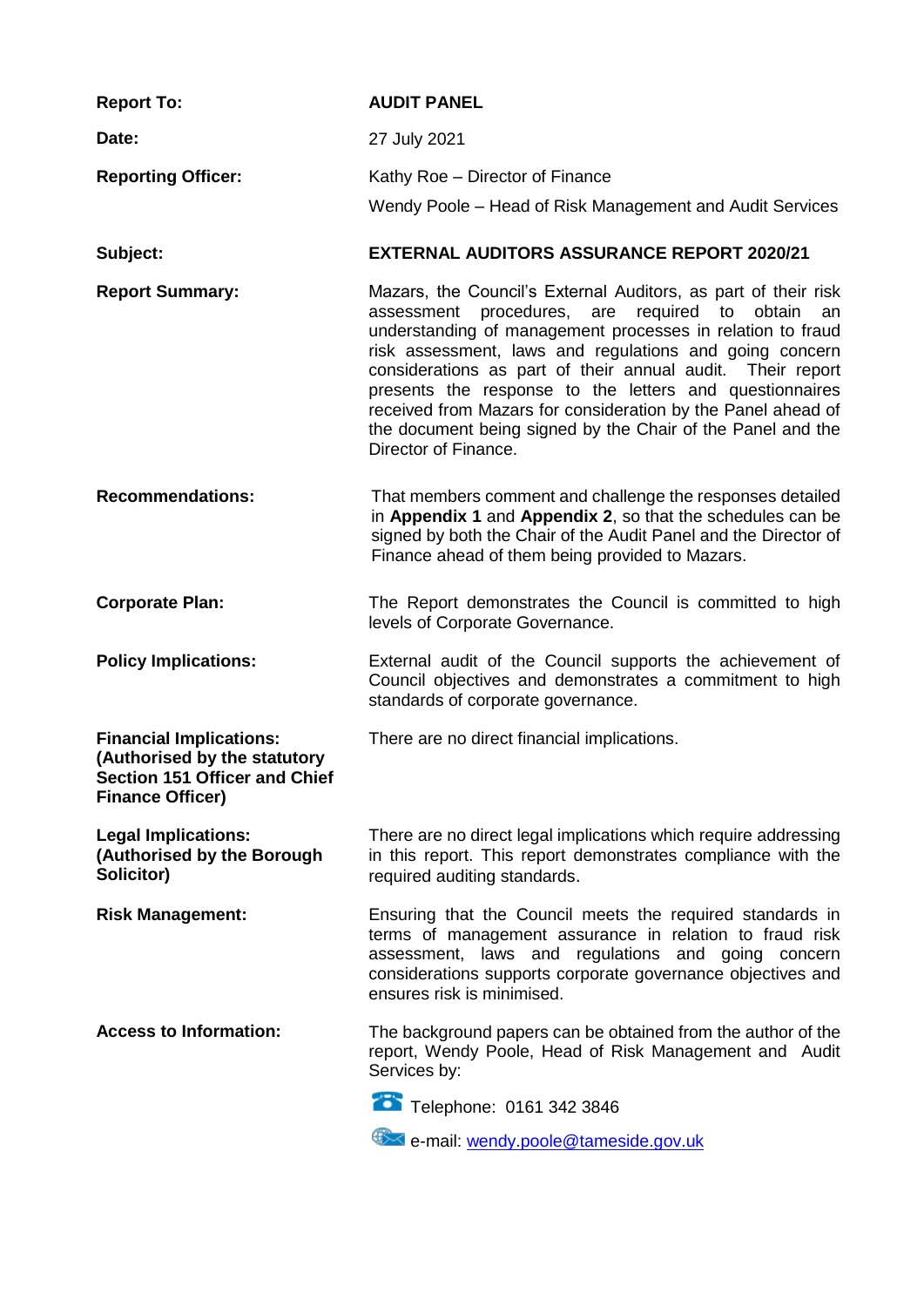| | |
|---|---|
| **Report To:** | **AUDIT PANEL** |
| **Date:** | 27 July 2021 |
| **Reporting Officer:** | Kathy Roe – Director of Finance<br>Wendy Poole – Head of Risk Management and Audit Services |
| **Subject:** | **EXTERNAL AUDITORS ASSURANCE REPORT 2020/21** |
| **Report Summary:** | Mazars, the Council's External Auditors, as part of their risk assessment procedures, are required to obtain an understanding of management processes in relation to fraud risk assessment, laws and regulations and going concern considerations as part of their annual audit. Their report presents the response to the letters and questionnaires received from Mazars for consideration by the Panel ahead of the document being signed by the Chair of the Panel and the Director of Finance. |
| **Recommendations:** | That members comment and challenge the responses detailed in **Appendix 1** and **Appendix 2**, so that the schedules can be signed by both the Chair of the Audit Panel and the Director of Finance ahead of them being provided to Mazars. |
| **Corporate Plan:** | The Report demonstrates the Council is committed to high levels of Corporate Governance. |
| **Policy Implications:** | External audit of the Council supports the achievement of Council objectives and demonstrates a commitment to high standards of corporate governance. |
| **Financial Implications:**<br>**(Authorised by the statutory Section 151 Officer and Chief Finance Officer)** | There are no direct financial implications. |
| **Legal Implications:**<br>**(Authorised by the Borough Solicitor)** | There are no direct legal implications which require addressing in this report. This report demonstrates compliance with the required auditing standards. |
| **Risk Management:** | Ensuring that the Council meets the required standards in terms of management assurance in relation to fraud risk assessment, laws and regulations and going concern considerations supports corporate governance objectives and ensures risk is minimised. |
| **Access to Information:** | The background papers can be obtained from the author of the report, Wendy Poole, Head of Risk Management and Audit Services by:<br>Telephone: 0161 342 3846<br>e-mail: wendy.poole@tameside.gov.uk |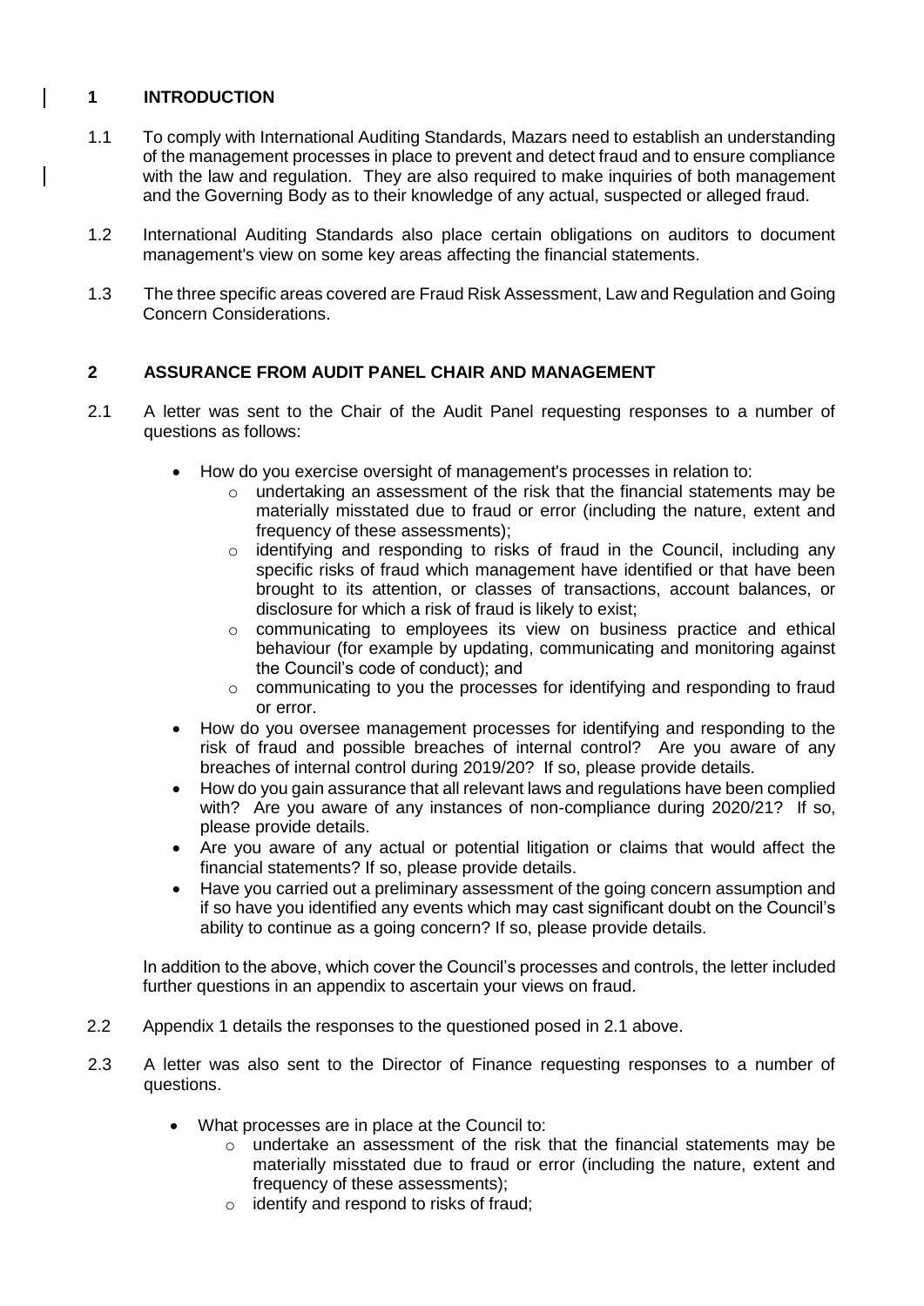## 1 INTRODUCTION

1.1 To comply with International Auditing Standards, Mazars need to establish an understanding of the management processes in place to prevent and detect fraud and to ensure compliance with the law and regulation. They are also required to make inquiries of both management and the Governing Body as to their knowledge of any actual, suspected or alleged fraud.

1.2 International Auditing Standards also place certain obligations on auditors to document management's view on some key areas affecting the financial statements.

1.3 The three specific areas covered are Fraud Risk Assessment, Law and Regulation and Going Concern Considerations.

## 2 ASSURANCE FROM AUDIT PANEL CHAIR AND MANAGEMENT

2.1 A letter was sent to the Chair of the Audit Panel requesting responses to a number of questions as follows:

- How do you exercise oversight of management's processes in relation to:
  - undertaking an assessment of the risk that the financial statements may be materially misstated due to fraud or error (including the nature, extent and frequency of these assessments);
  - identifying and responding to risks of fraud in the Council, including any specific risks of fraud which management have identified or that have been brought to its attention, or classes of transactions, account balances, or disclosure for which a risk of fraud is likely to exist;
  - communicating to employees its view on business practice and ethical behaviour (for example by updating, communicating and monitoring against the Council's code of conduct); and
  - communicating to you the processes for identifying and responding to fraud or error.
- How do you oversee management processes for identifying and responding to the risk of fraud and possible breaches of internal control? Are you aware of any breaches of internal control during 2019/20? If so, please provide details.
- How do you gain assurance that all relevant laws and regulations have been complied with? Are you aware of any instances of non-compliance during 2020/21? If so, please provide details.
- Are you aware of any actual or potential litigation or claims that would affect the financial statements? If so, please provide details.
- Have you carried out a preliminary assessment of the going concern assumption and if so have you identified any events which may cast significant doubt on the Council's ability to continue as a going concern? If so, please provide details.

In addition to the above, which cover the Council's processes and controls, the letter included further questions in an appendix to ascertain your views on fraud.

2.2 Appendix 1 details the responses to the questioned posed in 2.1 above.

2.3 A letter was also sent to the Director of Finance requesting responses to a number of questions.

- What processes are in place at the Council to:
  - undertake an assessment of the risk that the financial statements may be materially misstated due to fraud or error (including the nature, extent and frequency of these assessments);
  - identify and respond to risks of fraud;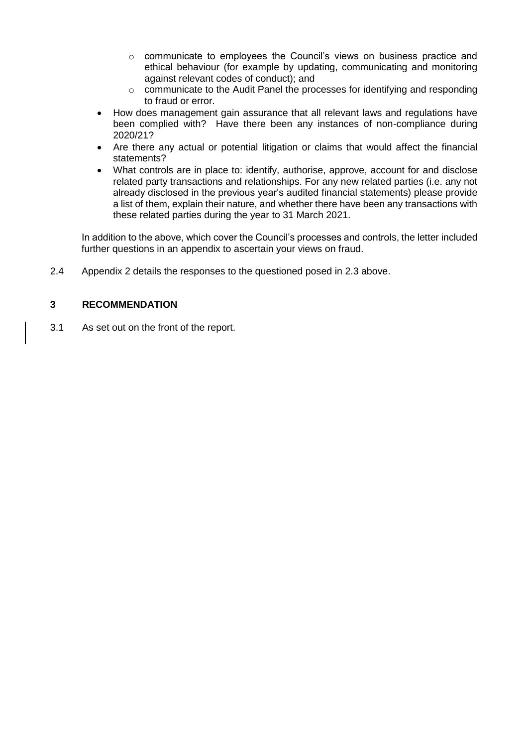- communicate to employees the Council's views on business practice and ethical behaviour (for example by updating, communicating and monitoring against relevant codes of conduct); and
  - communicate to the Audit Panel the processes for identifying and responding to fraud or error.
- How does management gain assurance that all relevant laws and regulations have been complied with? Have there been any instances of non-compliance during 2020/21?
- Are there any actual or potential litigation or claims that would affect the financial statements?
- What controls are in place to: identify, authorise, approve, account for and disclose related party transactions and relationships. For any new related parties (i.e. any not already disclosed in the previous year's audited financial statements) please provide a list of them, explain their nature, and whether there have been any transactions with these related parties during the year to 31 March 2021.

In addition to the above, which cover the Council's processes and controls, the letter included further questions in an appendix to ascertain your views on fraud.

2.4 Appendix 2 details the responses to the questioned posed in 2.3 above.

## 3 RECOMMENDATION

3.1 As set out on the front of the report.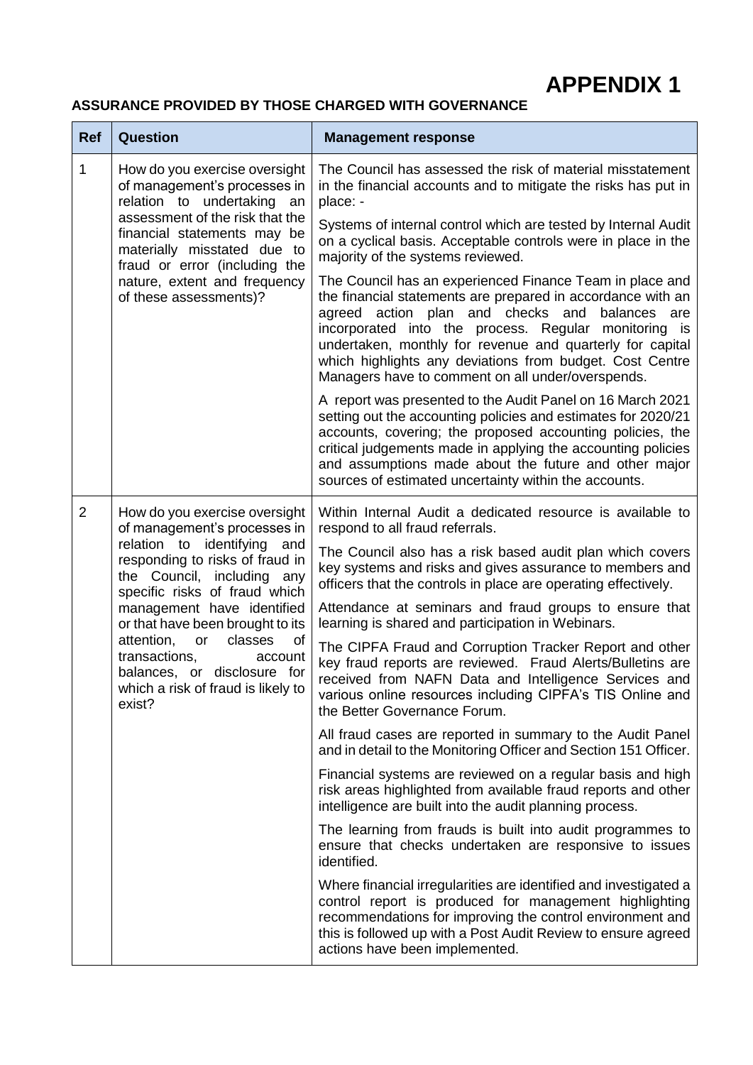# APPENDIX 1

**ASSURANCE PROVIDED BY THOSE CHARGED WITH GOVERNANCE**

| Ref | Question | Management response |
|---|---|---|
| 1 | How do you exercise oversight of management's processes in relation to undertaking an assessment of the risk that the financial statements may be materially misstated due to fraud or error (including the nature, extent and frequency of these assessments)? | The Council has assessed the risk of material misstatement in the financial accounts and to mitigate the risks has put in place: -<br><br>Systems of internal control which are tested by Internal Audit on a cyclical basis. Acceptable controls were in place in the majority of the systems reviewed.<br><br>The Council has an experienced Finance Team in place and the financial statements are prepared in accordance with an agreed action plan and checks and balances are incorporated into the process. Regular monitoring is undertaken, monthly for revenue and quarterly for capital which highlights any deviations from budget. Cost Centre Managers have to comment on all under/overspends.<br><br>A report was presented to the Audit Panel on 16 March 2021 setting out the accounting policies and estimates for 2020/21 accounts, covering; the proposed accounting policies, the critical judgements made in applying the accounting policies and assumptions made about the future and other major sources of estimated uncertainty within the accounts. |
| 2 | How do you exercise oversight of management's processes in relation to identifying and responding to risks of fraud in the Council, including any specific risks of fraud which management have identified or that have been brought to its attention, or classes of transactions, account balances, or disclosure for which a risk of fraud is likely to exist? | Within Internal Audit a dedicated resource is available to respond to all fraud referrals.<br><br>The Council also has a risk based audit plan which covers key systems and risks and gives assurance to members and officers that the controls in place are operating effectively.<br><br>Attendance at seminars and fraud groups to ensure that learning is shared and participation in Webinars.<br><br>The CIPFA Fraud and Corruption Tracker Report and other key fraud reports are reviewed. Fraud Alerts/Bulletins are received from NAFN Data and Intelligence Services and various online resources including CIPFA's TIS Online and the Better Governance Forum.<br><br>All fraud cases are reported in summary to the Audit Panel and in detail to the Monitoring Officer and Section 151 Officer.<br><br>Financial systems are reviewed on a regular basis and high risk areas highlighted from available fraud reports and other intelligence are built into the audit planning process.<br><br>The learning from frauds is built into audit programmes to ensure that checks undertaken are responsive to issues identified.<br><br>Where financial irregularities are identified and investigated a control report is produced for management highlighting recommendations for improving the control environment and this is followed up with a Post Audit Review to ensure agreed actions have been implemented. |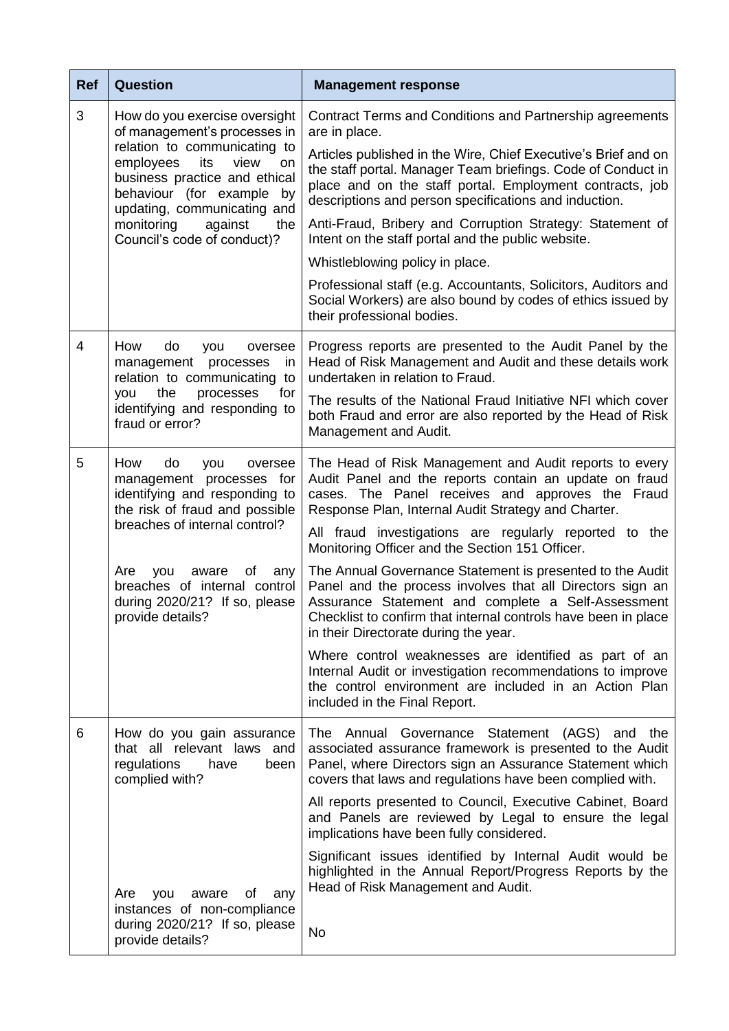| Ref | Question | Management response |
|---|---|---|
| 3 | How do you exercise oversight of management's processes in relation to communicating to employees its view on business practice and ethical behaviour (for example by updating, communicating and monitoring against the Council's code of conduct)? | Contract Terms and Conditions and Partnership agreements are in place.<br><br>Articles published in the Wire, Chief Executive's Brief and on the staff portal. Manager Team briefings. Code of Conduct in place and on the staff portal. Employment contracts, job descriptions and person specifications and induction.<br><br>Anti-Fraud, Bribery and Corruption Strategy: Statement of Intent on the staff portal and the public website.<br><br>Whistleblowing policy in place.<br><br>Professional staff (e.g. Accountants, Solicitors, Auditors and Social Workers) are also bound by codes of ethics issued by their professional bodies. |
| 4 | How do you oversee management processes in relation to communicating to you the processes for identifying and responding to fraud or error? | Progress reports are presented to the Audit Panel by the Head of Risk Management and Audit and these details work undertaken in relation to Fraud.<br><br>The results of the National Fraud Initiative NFI which cover both Fraud and error are also reported by the Head of Risk Management and Audit. |
| 5 | How do you oversee management processes for identifying and responding to the risk of fraud and possible breaches of internal control?<br><br>Are you aware of any breaches of internal control during 2020/21? If so, please provide details? | The Head of Risk Management and Audit reports to every Audit Panel and the reports contain an update on fraud cases. The Panel receives and approves the Fraud Response Plan, Internal Audit Strategy and Charter.<br><br>All fraud investigations are regularly reported to the Monitoring Officer and the Section 151 Officer.<br><br>The Annual Governance Statement is presented to the Audit Panel and the process involves that all Directors sign an Assurance Statement and complete a Self-Assessment Checklist to confirm that internal controls have been in place in their Directorate during the year.<br><br>Where control weaknesses are identified as part of an Internal Audit or investigation recommendations to improve the control environment are included in an Action Plan included in the Final Report. |
| 6 | How do you gain assurance that all relevant laws and regulations have been complied with?<br><br>Are you aware of any instances of non-compliance during 2020/21? If so, please provide details? | The Annual Governance Statement (AGS) and the associated assurance framework is presented to the Audit Panel, where Directors sign an Assurance Statement which covers that laws and regulations have been complied with.<br><br>All reports presented to Council, Executive Cabinet, Board and Panels are reviewed by Legal to ensure the legal implications have been fully considered.<br><br>Significant issues identified by Internal Audit would be highlighted in the Annual Report/Progress Reports by the Head of Risk Management and Audit.<br><br>No |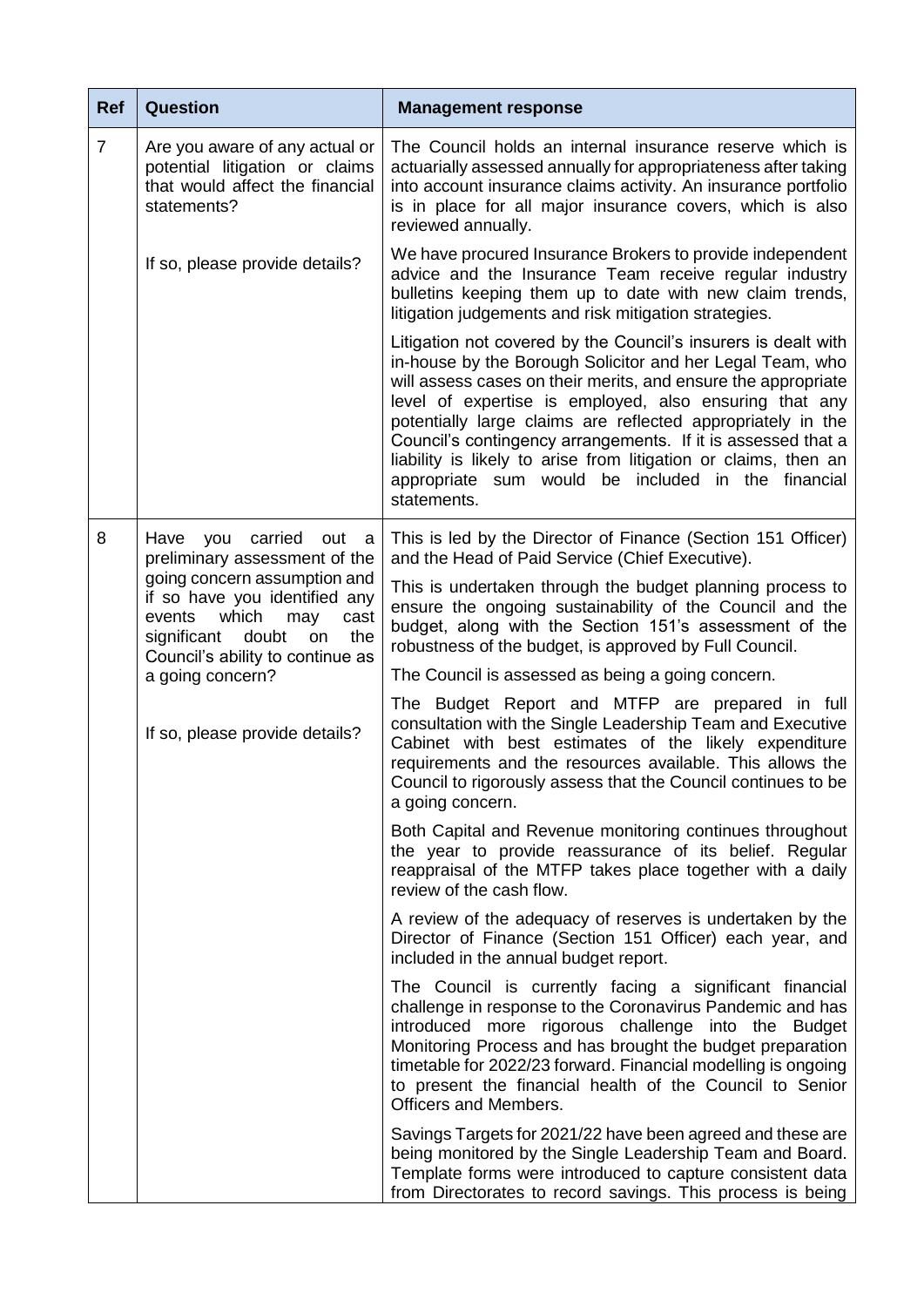| Ref | Question | Management response |
| --- | --- | --- |
| 7 | Are you aware of any actual or potential litigation or claims that would affect the financial statements?<br><br>If so, please provide details? | The Council holds an internal insurance reserve which is actuarially assessed annually for appropriateness after taking into account insurance claims activity. An insurance portfolio is in place for all major insurance covers, which is also reviewed annually.<br><br>We have procured Insurance Brokers to provide independent advice and the Insurance Team receive regular industry bulletins keeping them up to date with new claim trends, litigation judgements and risk mitigation strategies.<br><br>Litigation not covered by the Council's insurers is dealt with in-house by the Borough Solicitor and her Legal Team, who will assess cases on their merits, and ensure the appropriate level of expertise is employed, also ensuring that any potentially large claims are reflected appropriately in the Council's contingency arrangements. If it is assessed that a liability is likely to arise from litigation or claims, then an appropriate sum would be included in the financial statements. |
| 8 | Have you carried out a preliminary assessment of the going concern assumption and if so have you identified any events which may cast significant doubt on the Council's ability to continue as a going concern?<br><br>If so, please provide details? | This is led by the Director of Finance (Section 151 Officer) and the Head of Paid Service (Chief Executive).<br><br>This is undertaken through the budget planning process to ensure the ongoing sustainability of the Council and the budget, along with the Section 151's assessment of the robustness of the budget, is approved by Full Council.<br><br>The Council is assessed as being a going concern.<br><br>The Budget Report and MTFP are prepared in full consultation with the Single Leadership Team and Executive Cabinet with best estimates of the likely expenditure requirements and the resources available. This allows the Council to rigorously assess that the Council continues to be a going concern.<br><br>Both Capital and Revenue monitoring continues throughout the year to provide reassurance of its belief. Regular reappraisal of the MTFP takes place together with a daily review of the cash flow.<br><br>A review of the adequacy of reserves is undertaken by the Director of Finance (Section 151 Officer) each year, and included in the annual budget report.<br><br>The Council is currently facing a significant financial challenge in response to the Coronavirus Pandemic and has introduced more rigorous challenge into the Budget Monitoring Process and has brought the budget preparation timetable for 2022/23 forward. Financial modelling is ongoing to present the financial health of the Council to Senior Officers and Members.<br><br>Savings Targets for 2021/22 have been agreed and these are being monitored by the Single Leadership Team and Board. Template forms were introduced to capture consistent data from Directorates to record savings. This process is being |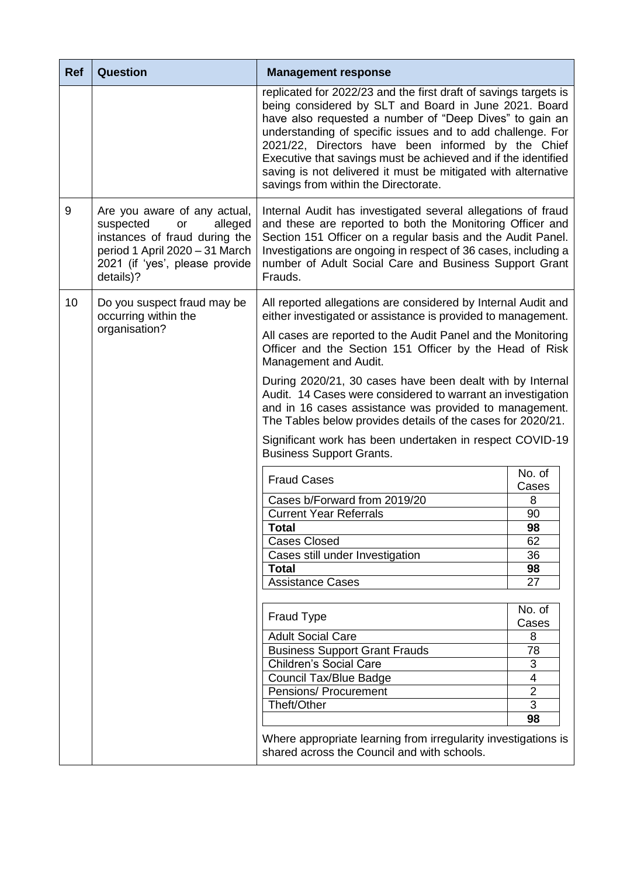| Ref | Question | Management response |
|---|---|---|
| | | replicated for 2022/23 and the first draft of savings targets is being considered by SLT and Board in June 2021. Board have also requested a number of "Deep Dives" to gain an understanding of specific issues and to add challenge. For 2021/22, Directors have been informed by the Chief Executive that savings must be achieved and if the identified saving is not delivered it must be mitigated with alternative savings from within the Directorate. |
| 9 | Are you aware of any actual, suspected or alleged instances of fraud during the period 1 April 2020 – 31 March 2021 (if 'yes', please provide details)? | Internal Audit has investigated several allegations of fraud and these are reported to both the Monitoring Officer and Section 151 Officer on a regular basis and the Audit Panel. Investigations are ongoing in respect of 36 cases, including a number of Adult Social Care and Business Support Grant Frauds. |
| 10 | Do you suspect fraud may be occurring within the organisation? | All reported allegations are considered by Internal Audit and either investigated or assistance is provided to management.<br><br>All cases are reported to the Audit Panel and the Monitoring Officer and the Section 151 Officer by the Head of Risk Management and Audit.<br><br>During 2020/21, 30 cases have been dealt with by Internal Audit. 14 Cases were considered to warrant an investigation and in 16 cases assistance was provided to management. The Tables below provides details of the cases for 2020/21.<br><br>Significant work has been undertaken in respect COVID-19 Business Support Grants. |

| Fraud Cases | No. of Cases |
|---|---|
| Cases b/Forward from 2019/20 | 8 |
| Current Year Referrals | 90 |
| **Total** | **98** |
| Cases Closed | 62 |
| Cases still under Investigation | 36 |
| **Total** | **98** |
| Assistance Cases | 27 |

| Fraud Type | No. of Cases |
|---|---|
| Adult Social Care | 8 |
| Business Support Grant Frauds | 78 |
| Children's Social Care | 3 |
| Council Tax/Blue Badge | 4 |
| Pensions/ Procurement | 2 |
| Theft/Other | 3 |
| | **98** |

Where appropriate learning from irregularity investigations is shared across the Council and with schools.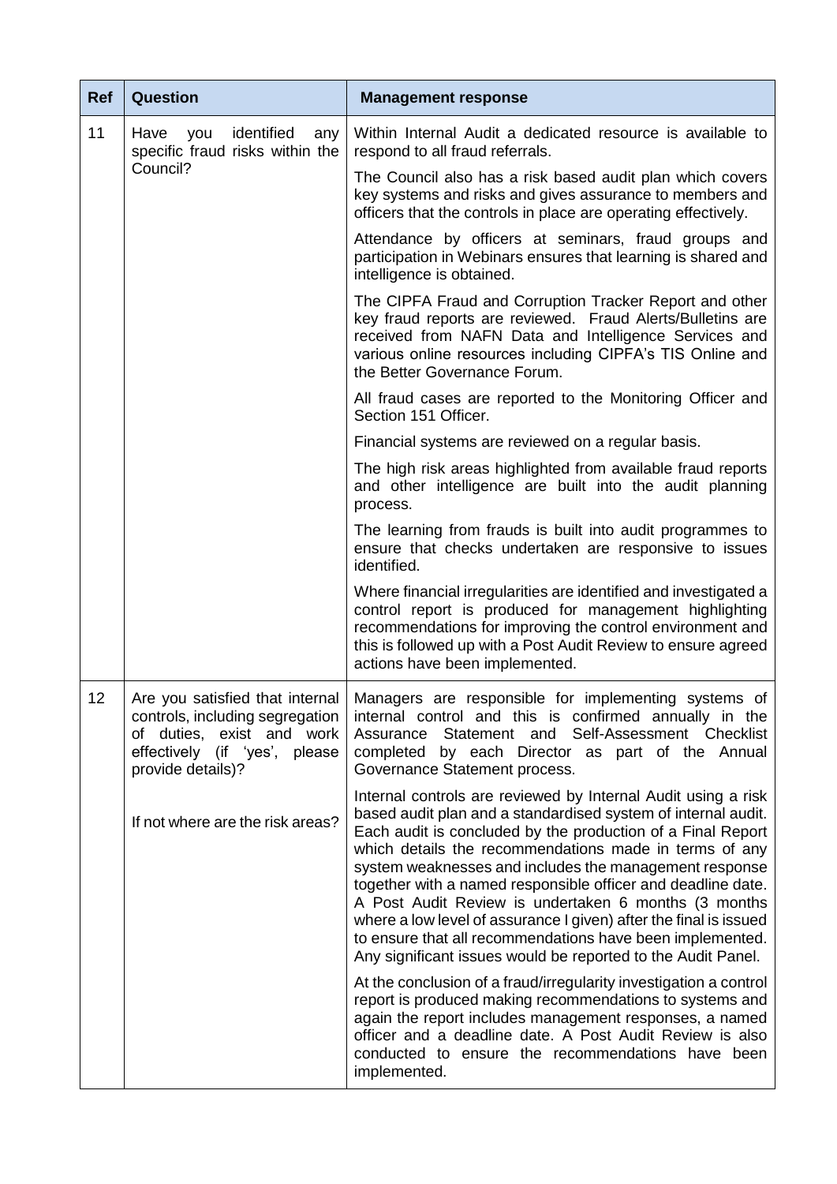| Ref | Question | Management response |
|---|---|---|
| 11 | Have you identified any specific fraud risks within the Council? | Within Internal Audit a dedicated resource is available to respond to all fraud referrals.<br><br>The Council also has a risk based audit plan which covers key systems and risks and gives assurance to members and officers that the controls in place are operating effectively.<br><br>Attendance by officers at seminars, fraud groups and participation in Webinars ensures that learning is shared and intelligence is obtained.<br><br>The CIPFA Fraud and Corruption Tracker Report and other key fraud reports are reviewed. Fraud Alerts/Bulletins are received from NAFN Data and Intelligence Services and various online resources including CIPFA's TIS Online and the Better Governance Forum.<br><br>All fraud cases are reported to the Monitoring Officer and Section 151 Officer.<br><br>Financial systems are reviewed on a regular basis.<br><br>The high risk areas highlighted from available fraud reports and other intelligence are built into the audit planning process.<br><br>The learning from frauds is built into audit programmes to ensure that checks undertaken are responsive to issues identified.<br><br>Where financial irregularities are identified and investigated a control report is produced for management highlighting recommendations for improving the control environment and this is followed up with a Post Audit Review to ensure agreed actions have been implemented. |
| 12 | Are you satisfied that internal controls, including segregation of duties, exist and work effectively (if 'yes', please provide details)?<br><br>If not where are the risk areas? | Managers are responsible for implementing systems of internal control and this is confirmed annually in the Assurance Statement and Self-Assessment Checklist completed by each Director as part of the Annual Governance Statement process.<br><br>Internal controls are reviewed by Internal Audit using a risk based audit plan and a standardised system of internal audit. Each audit is concluded by the production of a Final Report which details the recommendations made in terms of any system weaknesses and includes the management response together with a named responsible officer and deadline date. A Post Audit Review is undertaken 6 months (3 months where a low level of assurance I given) after the final is issued to ensure that all recommendations have been implemented. Any significant issues would be reported to the Audit Panel.<br><br>At the conclusion of a fraud/irregularity investigation a control report is produced making recommendations to systems and again the report includes management responses, a named officer and a deadline date. A Post Audit Review is also conducted to ensure the recommendations have been implemented. |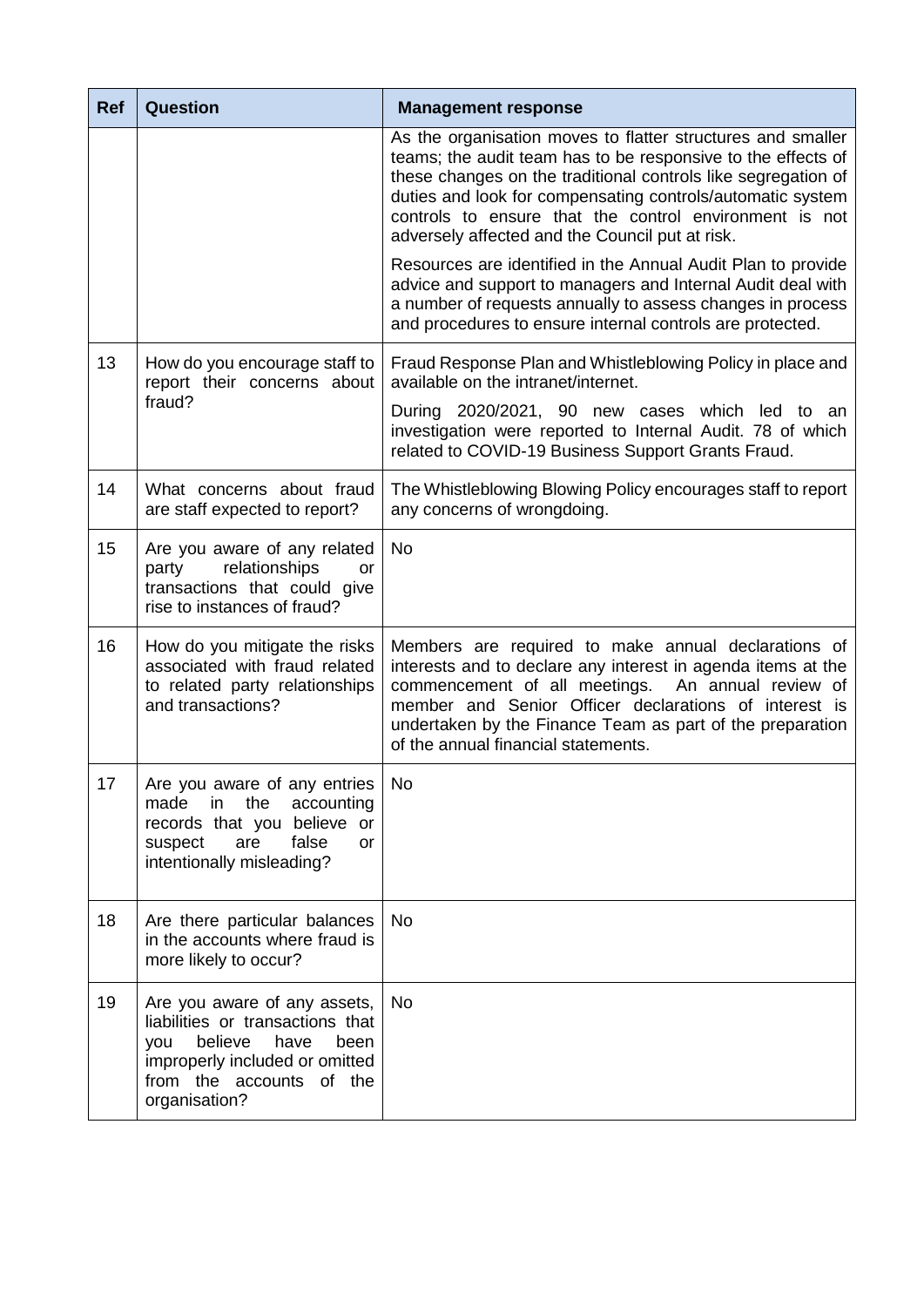| Ref | Question | Management response |
|---|---|---|
| | | As the organisation moves to flatter structures and smaller teams; the audit team has to be responsive to the effects of these changes on the traditional controls like segregation of duties and look for compensating controls/automatic system controls to ensure that the control environment is not adversely affected and the Council put at risk.<br><br>Resources are identified in the Annual Audit Plan to provide advice and support to managers and Internal Audit deal with a number of requests annually to assess changes in process and procedures to ensure internal controls are protected. |
| 13 | How do you encourage staff to report their concerns about fraud? | Fraud Response Plan and Whistleblowing Policy in place and available on the intranet/internet.<br><br>During 2020/2021, 90 new cases which led to an investigation were reported to Internal Audit. 78 of which related to COVID-19 Business Support Grants Fraud. |
| 14 | What concerns about fraud are staff expected to report? | The Whistleblowing Blowing Policy encourages staff to report any concerns of wrongdoing. |
| 15 | Are you aware of any related party relationships or transactions that could give rise to instances of fraud? | No |
| 16 | How do you mitigate the risks associated with fraud related to related party relationships and transactions? | Members are required to make annual declarations of interests and to declare any interest in agenda items at the commencement of all meetings. An annual review of member and Senior Officer declarations of interest is undertaken by the Finance Team as part of the preparation of the annual financial statements. |
| 17 | Are you aware of any entries made in the accounting records that you believe or suspect are false or intentionally misleading? | No |
| 18 | Are there particular balances in the accounts where fraud is more likely to occur? | No |
| 19 | Are you aware of any assets, liabilities or transactions that you believe have been improperly included or omitted from the accounts of the organisation? | No |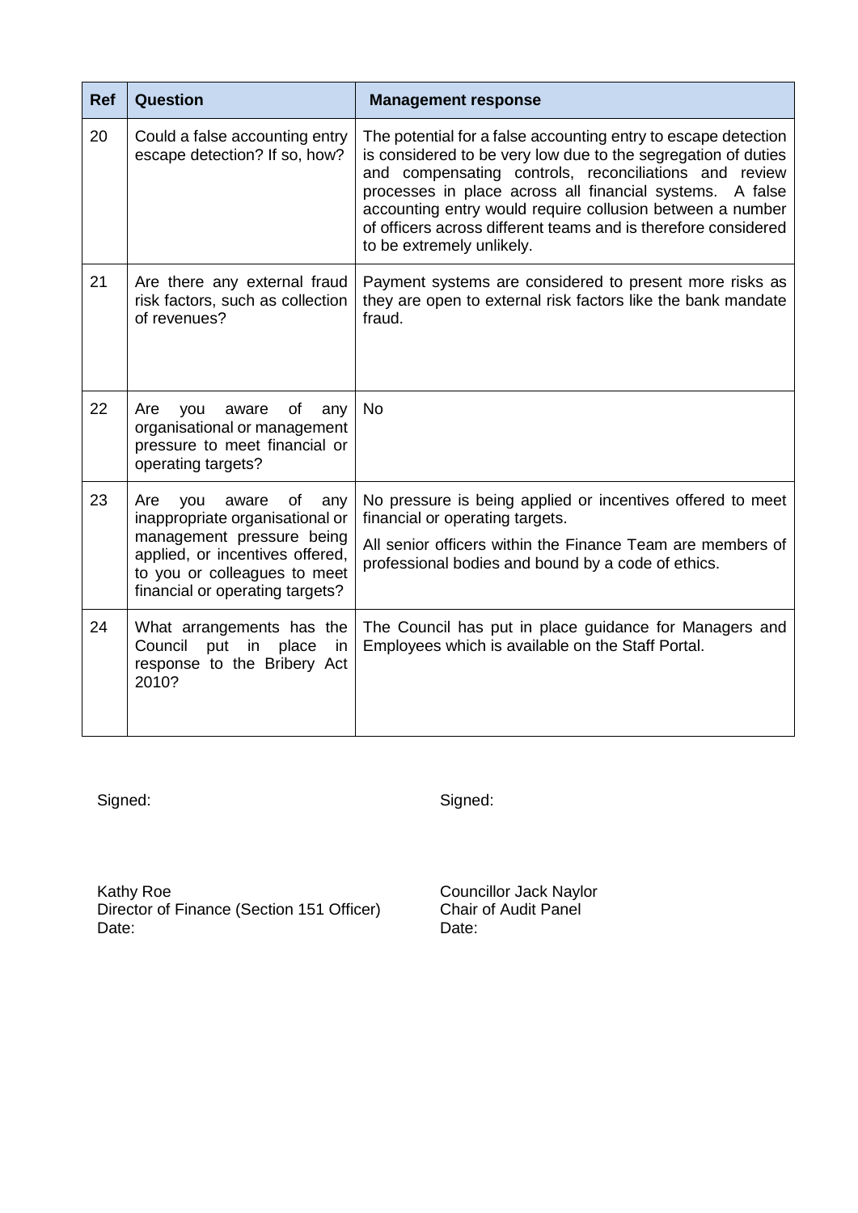| Ref | Question | Management response |
|---|---|---|
| 20 | Could a false accounting entry escape detection? If so, how? | The potential for a false accounting entry to escape detection is considered to be very low due to the segregation of duties and compensating controls, reconciliations and review processes in place across all financial systems. A false accounting entry would require collusion between a number of officers across different teams and is therefore considered to be extremely unlikely. |
| 21 | Are there any external fraud risk factors, such as collection of revenues? | Payment systems are considered to present more risks as they are open to external risk factors like the bank mandate fraud. |
| 22 | Are you aware of any organisational or management pressure to meet financial or operating targets? | No |
| 23 | Are you aware of any inappropriate organisational or management pressure being applied, or incentives offered, to you or colleagues to meet financial or operating targets? | No pressure is being applied or incentives offered to meet financial or operating targets.<br><br>All senior officers within the Finance Team are members of professional bodies and bound by a code of ethics. |
| 24 | What arrangements has the Council put in place in response to the Bribery Act 2010? | The Council has put in place guidance for Managers and Employees which is available on the Staff Portal. |

Signed:

Kathy Roe
Director of Finance (Section 151 Officer)
Date:

Signed:

Councillor Jack Naylor
Chair of Audit Panel
Date: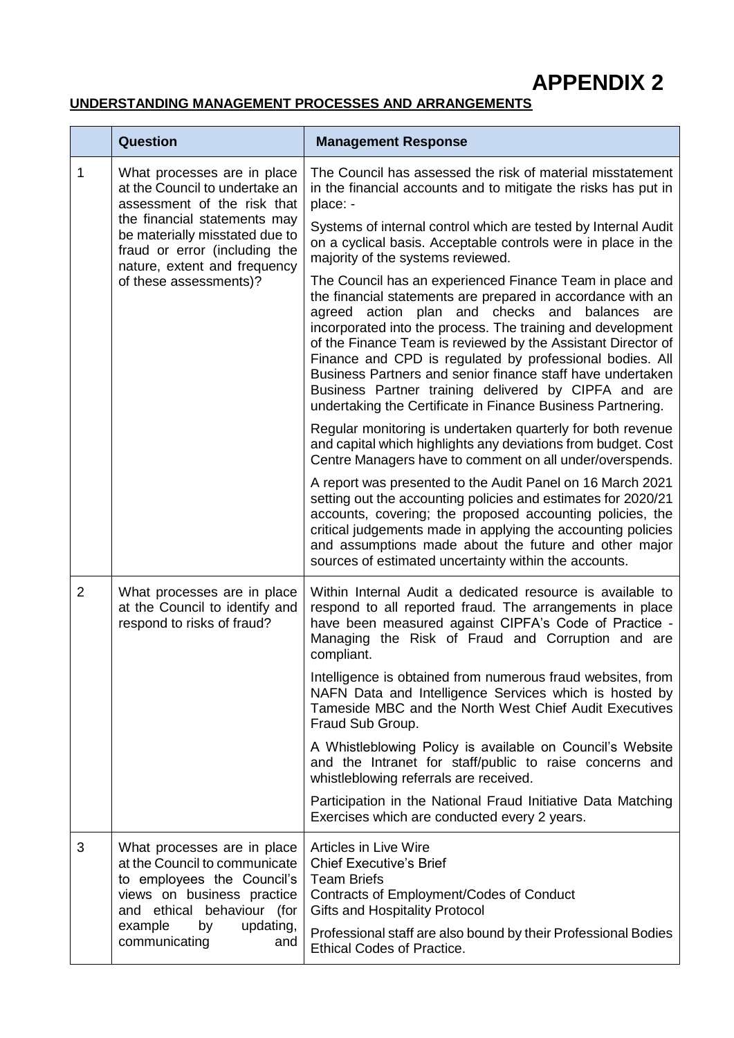# APPENDIX 2

**UNDERSTANDING MANAGEMENT PROCESSES AND ARRANGEMENTS**

| | Question | Management Response |
|---|---|---|
| 1 | What processes are in place at the Council to undertake an assessment of the risk that the financial statements may be materially misstated due to fraud or error (including the nature, extent and frequency of these assessments)? | The Council has assessed the risk of material misstatement in the financial accounts and to mitigate the risks has put in place: -<br><br>Systems of internal control which are tested by Internal Audit on a cyclical basis. Acceptable controls were in place in the majority of the systems reviewed.<br><br>The Council has an experienced Finance Team in place and the financial statements are prepared in accordance with an agreed action plan and checks and balances are incorporated into the process. The training and development of the Finance Team is reviewed by the Assistant Director of Finance and CPD is regulated by professional bodies. All Business Partners and senior finance staff have undertaken Business Partner training delivered by CIPFA and are undertaking the Certificate in Finance Business Partnering.<br><br>Regular monitoring is undertaken quarterly for both revenue and capital which highlights any deviations from budget. Cost Centre Managers have to comment on all under/overspends.<br><br>A report was presented to the Audit Panel on 16 March 2021 setting out the accounting policies and estimates for 2020/21 accounts, covering; the proposed accounting policies, the critical judgements made in applying the accounting policies and assumptions made about the future and other major sources of estimated uncertainty within the accounts. |
| 2 | What processes are in place at the Council to identify and respond to risks of fraud? | Within Internal Audit a dedicated resource is available to respond to all reported fraud. The arrangements in place have been measured against CIPFA's Code of Practice - Managing the Risk of Fraud and Corruption and are compliant.<br><br>Intelligence is obtained from numerous fraud websites, from NAFN Data and Intelligence Services which is hosted by Tameside MBC and the North West Chief Audit Executives Fraud Sub Group.<br><br>A Whistleblowing Policy is available on Council's Website and the Intranet for staff/public to raise concerns and whistleblowing referrals are received.<br><br>Participation in the National Fraud Initiative Data Matching Exercises which are conducted every 2 years. |
| 3 | What processes are in place at the Council to communicate to employees the Council's views on business practice and ethical behaviour (for example by updating, communicating and | Articles in Live Wire<br>Chief Executive's Brief<br>Team Briefs<br>Contracts of Employment/Codes of Conduct<br>Gifts and Hospitality Protocol<br><br>Professional staff are also bound by their Professional Bodies Ethical Codes of Practice. |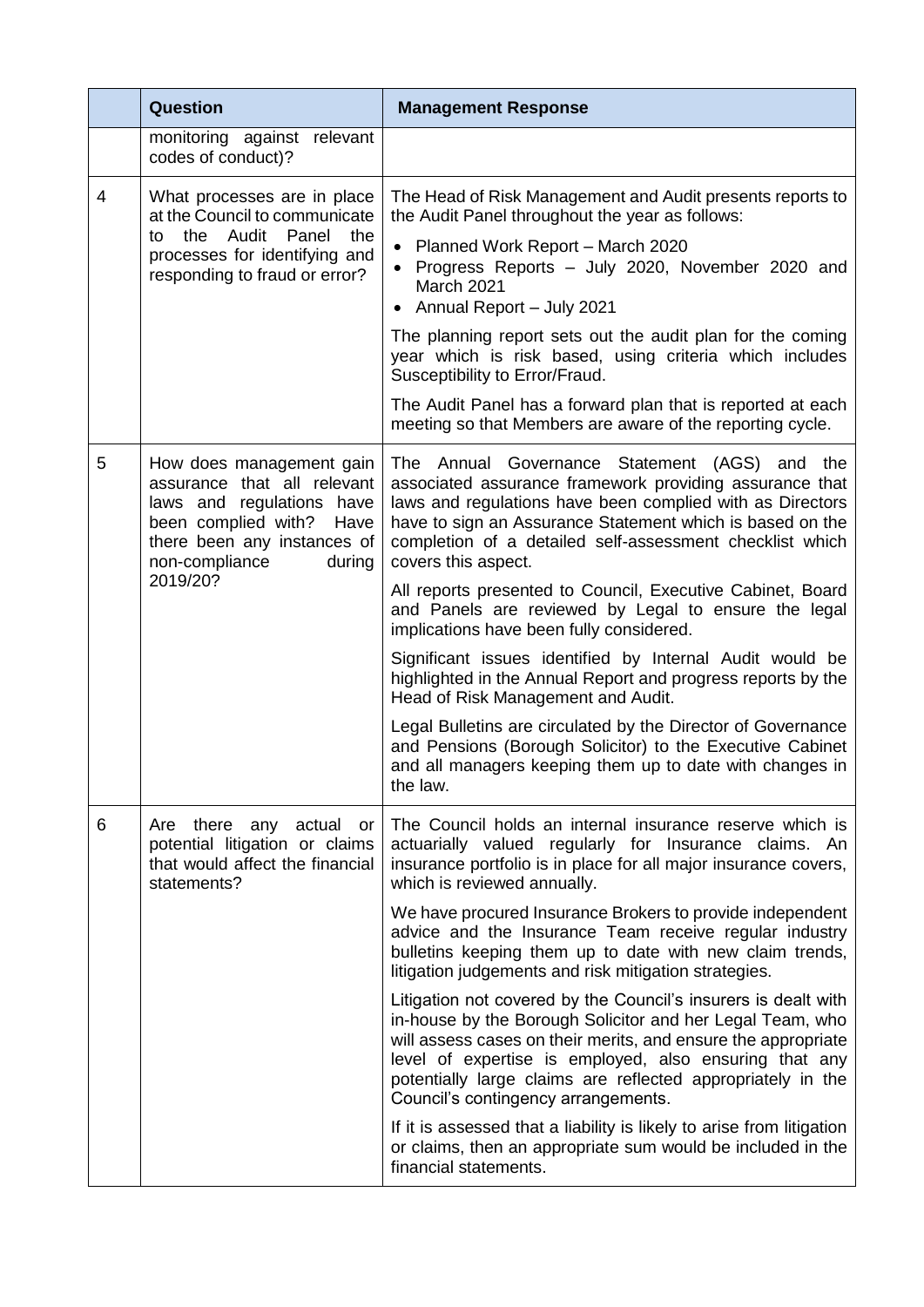| | Question | Management Response |
|---|---|---|
| | monitoring against relevant codes of conduct)? | |
| 4 | What processes are in place at the Council to communicate to the Audit Panel the processes for identifying and responding to fraud or error? | The Head of Risk Management and Audit presents reports to the Audit Panel throughout the year as follows:<br><br>• Planned Work Report – March 2020<br>• Progress Reports – July 2020, November 2020 and March 2021<br>• Annual Report – July 2021<br><br>The planning report sets out the audit plan for the coming year which is risk based, using criteria which includes Susceptibility to Error/Fraud.<br><br>The Audit Panel has a forward plan that is reported at each meeting so that Members are aware of the reporting cycle. |
| 5 | How does management gain assurance that all relevant laws and regulations have been complied with? Have there been any instances of non-compliance during 2019/20? | The Annual Governance Statement (AGS) and the associated assurance framework providing assurance that laws and regulations have been complied with as Directors have to sign an Assurance Statement which is based on the completion of a detailed self-assessment checklist which covers this aspect.<br><br>All reports presented to Council, Executive Cabinet, Board and Panels are reviewed by Legal to ensure the legal implications have been fully considered.<br><br>Significant issues identified by Internal Audit would be highlighted in the Annual Report and progress reports by the Head of Risk Management and Audit.<br><br>Legal Bulletins are circulated by the Director of Governance and Pensions (Borough Solicitor) to the Executive Cabinet and all managers keeping them up to date with changes in the law. |
| 6 | Are there any actual or potential litigation or claims that would affect the financial statements? | The Council holds an internal insurance reserve which is actuarially valued regularly for Insurance claims. An insurance portfolio is in place for all major insurance covers, which is reviewed annually.<br><br>We have procured Insurance Brokers to provide independent advice and the Insurance Team receive regular industry bulletins keeping them up to date with new claim trends, litigation judgements and risk mitigation strategies.<br><br>Litigation not covered by the Council's insurers is dealt with in-house by the Borough Solicitor and her Legal Team, who will assess cases on their merits, and ensure the appropriate level of expertise is employed, also ensuring that any potentially large claims are reflected appropriately in the Council's contingency arrangements.<br><br>If it is assessed that a liability is likely to arise from litigation or claims, then an appropriate sum would be included in the financial statements. |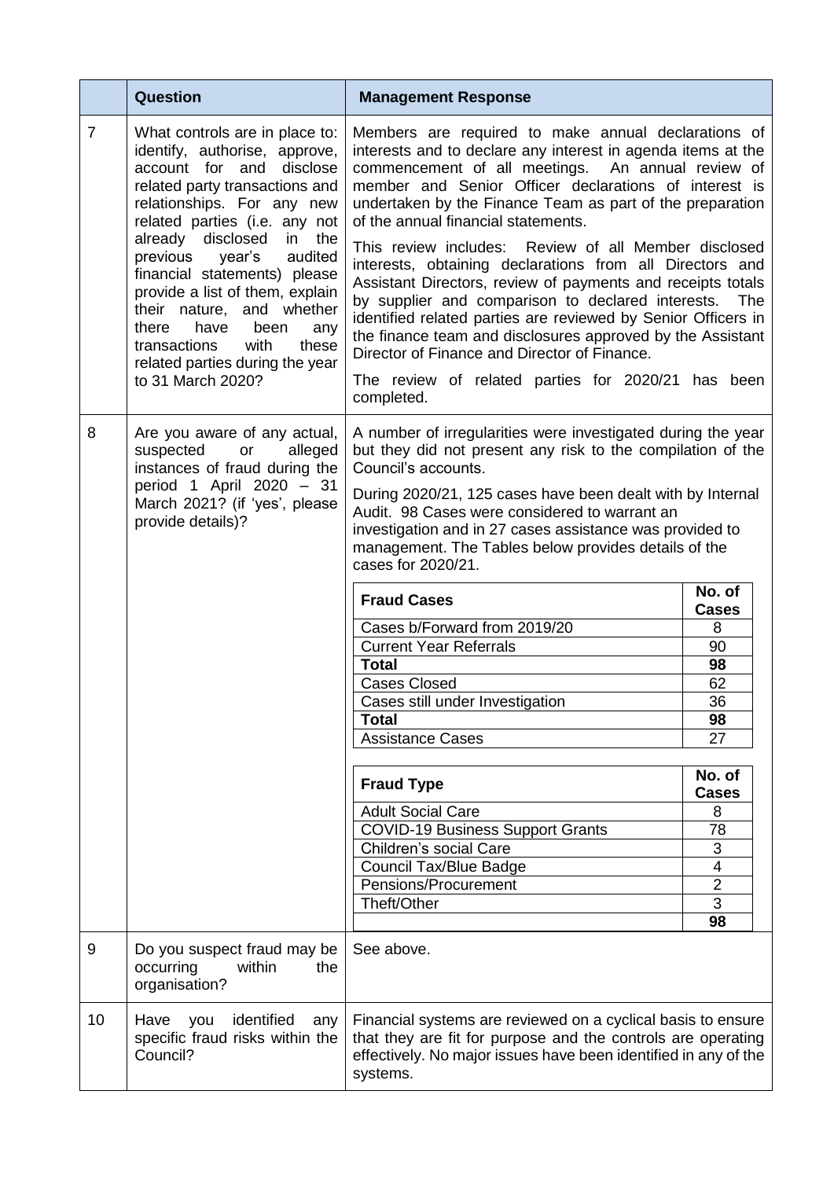| | Question | Management Response |
|---|---|---|
| 7 | What controls are in place to: identify, authorise, approve, account for and disclose related party transactions and relationships. For any new related parties (i.e. any not already disclosed in the previous year's audited financial statements) please provide a list of them, explain their nature, and whether there have been any transactions with these related parties during the year to 31 March 2020? | Members are required to make annual declarations of interests and to declare any interest in agenda items at the commencement of all meetings. An annual review of member and Senior Officer declarations of interest is undertaken by the Finance Team as part of the preparation of the annual financial statements.<br><br>This review includes: Review of all Member disclosed interests, obtaining declarations from all Directors and Assistant Directors, review of payments and receipts totals by supplier and comparison to declared interests. The identified related parties are reviewed by Senior Officers in the finance team and disclosures approved by the Assistant Director of Finance and Director of Finance.<br><br>The review of related parties for 2020/21 has been completed. |
| 8 | Are you aware of any actual, suspected or alleged instances of fraud during the period 1 April 2020 – 31 March 2021? (if 'yes', please provide details)? | A number of irregularities were investigated during the year but they did not present any risk to the compilation of the Council's accounts.<br><br>During 2020/21, 125 cases have been dealt with by Internal Audit. 98 Cases were considered to warrant an investigation and in 27 cases assistance was provided to management. The Tables below provides details of the cases for 2020/21.<br><br>**Fraud Cases** / **No. of Cases**<br>Cases b/Forward from 2019/20 – 8<br>Current Year Referrals – 90<br>**Total** – **98**<br>Cases Closed – 62<br>Cases still under Investigation – 36<br>**Total** – **98**<br>Assistance Cases – 27<br><br>**Fraud Type** / **No. of Cases**<br>Adult Social Care – 8<br>COVID-19 Business Support Grants – 78<br>Children's social Care – 3<br>Council Tax/Blue Badge – 4<br>Pensions/Procurement – 2<br>Theft/Other – 3<br>**98** |
| 9 | Do you suspect fraud may be occurring within the organisation? | See above. |
| 10 | Have you identified any specific fraud risks within the Council? | Financial systems are reviewed on a cyclical basis to ensure that they are fit for purpose and the controls are operating effectively. No major issues have been identified in any of the systems. |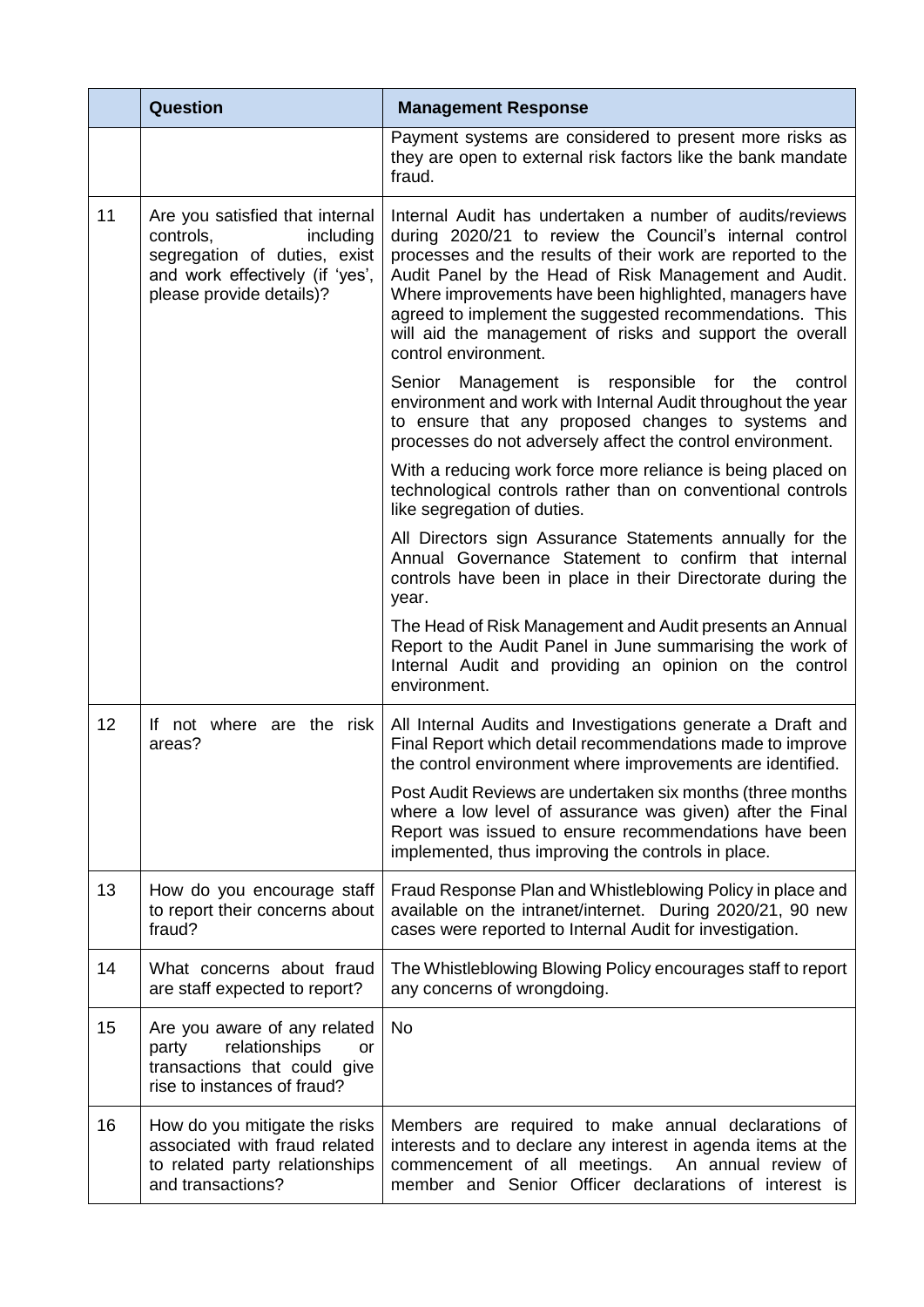|  | Question | Management Response |
|---|---|---|
|  |  | Payment systems are considered to present more risks as they are open to external risk factors like the bank mandate fraud. |
| 11 | Are you satisfied that internal controls, including segregation of duties, exist and work effectively (if 'yes', please provide details)? | Internal Audit has undertaken a number of audits/reviews during 2020/21 to review the Council's internal control processes and the results of their work are reported to the Audit Panel by the Head of Risk Management and Audit. Where improvements have been highlighted, managers have agreed to implement the suggested recommendations. This will aid the management of risks and support the overall control environment.<br><br>Senior Management is responsible for the control environment and work with Internal Audit throughout the year to ensure that any proposed changes to systems and processes do not adversely affect the control environment.<br><br>With a reducing work force more reliance is being placed on technological controls rather than on conventional controls like segregation of duties.<br><br>All Directors sign Assurance Statements annually for the Annual Governance Statement to confirm that internal controls have been in place in their Directorate during the year.<br><br>The Head of Risk Management and Audit presents an Annual Report to the Audit Panel in June summarising the work of Internal Audit and providing an opinion on the control environment. |
| 12 | If not where are the risk areas? | All Internal Audits and Investigations generate a Draft and Final Report which detail recommendations made to improve the control environment where improvements are identified.<br><br>Post Audit Reviews are undertaken six months (three months where a low level of assurance was given) after the Final Report was issued to ensure recommendations have been implemented, thus improving the controls in place. |
| 13 | How do you encourage staff to report their concerns about fraud? | Fraud Response Plan and Whistleblowing Policy in place and available on the intranet/internet. During 2020/21, 90 new cases were reported to Internal Audit for investigation. |
| 14 | What concerns about fraud are staff expected to report? | The Whistleblowing Blowing Policy encourages staff to report any concerns of wrongdoing. |
| 15 | Are you aware of any related party relationships or transactions that could give rise to instances of fraud? | No |
| 16 | How do you mitigate the risks associated with fraud related to related party relationships and transactions? | Members are required to make annual declarations of interests and to declare any interest in agenda items at the commencement of all meetings. An annual review of member and Senior Officer declarations of interest is |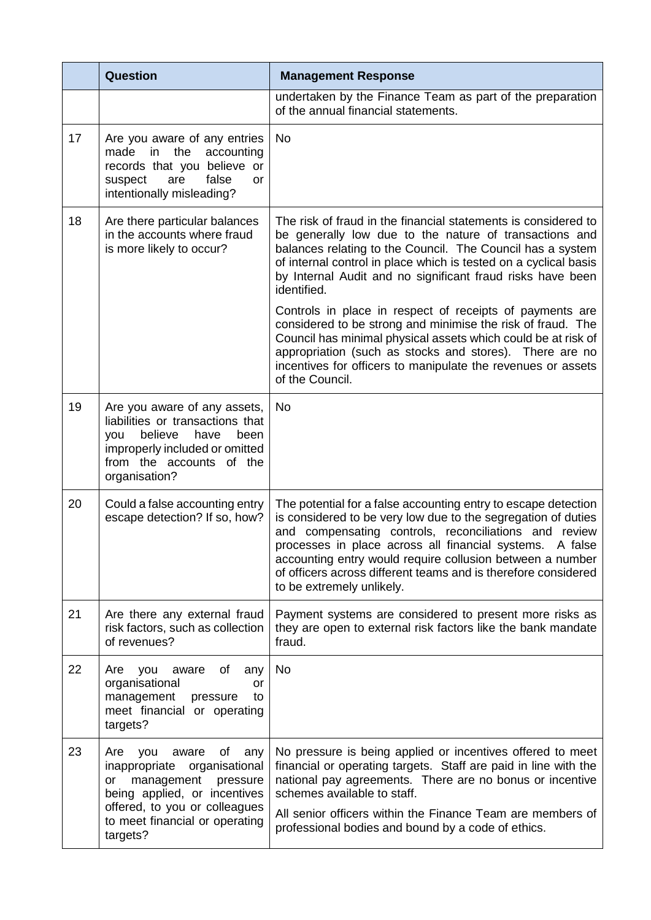|  | Question | Management Response |
|---|---|---|
|  |  | undertaken by the Finance Team as part of the preparation of the annual financial statements. |
| 17 | Are you aware of any entries made in the accounting records that you believe or suspect are false or intentionally misleading? | No |
| 18 | Are there particular balances in the accounts where fraud is more likely to occur? | The risk of fraud in the financial statements is considered to be generally low due to the nature of transactions and balances relating to the Council. The Council has a system of internal control in place which is tested on a cyclical basis by Internal Audit and no significant fraud risks have been identified.<br><br>Controls in place in respect of receipts of payments are considered to be strong and minimise the risk of fraud. The Council has minimal physical assets which could be at risk of appropriation (such as stocks and stores). There are no incentives for officers to manipulate the revenues or assets of the Council. |
| 19 | Are you aware of any assets, liabilities or transactions that you believe have been improperly included or omitted from the accounts of the organisation? | No |
| 20 | Could a false accounting entry escape detection? If so, how? | The potential for a false accounting entry to escape detection is considered to be very low due to the segregation of duties and compensating controls, reconciliations and review processes in place across all financial systems. A false accounting entry would require collusion between a number of officers across different teams and is therefore considered to be extremely unlikely. |
| 21 | Are there any external fraud risk factors, such as collection of revenues? | Payment systems are considered to present more risks as they are open to external risk factors like the bank mandate fraud. |
| 22 | Are you aware of any organisational or management pressure to meet financial or operating targets? | No |
| 23 | Are you aware of any inappropriate organisational or management pressure being applied, or incentives offered, to you or colleagues to meet financial or operating targets? | No pressure is being applied or incentives offered to meet financial or operating targets. Staff are paid in line with the national pay agreements. There are no bonus or incentive schemes available to staff.<br><br>All senior officers within the Finance Team are members of professional bodies and bound by a code of ethics. |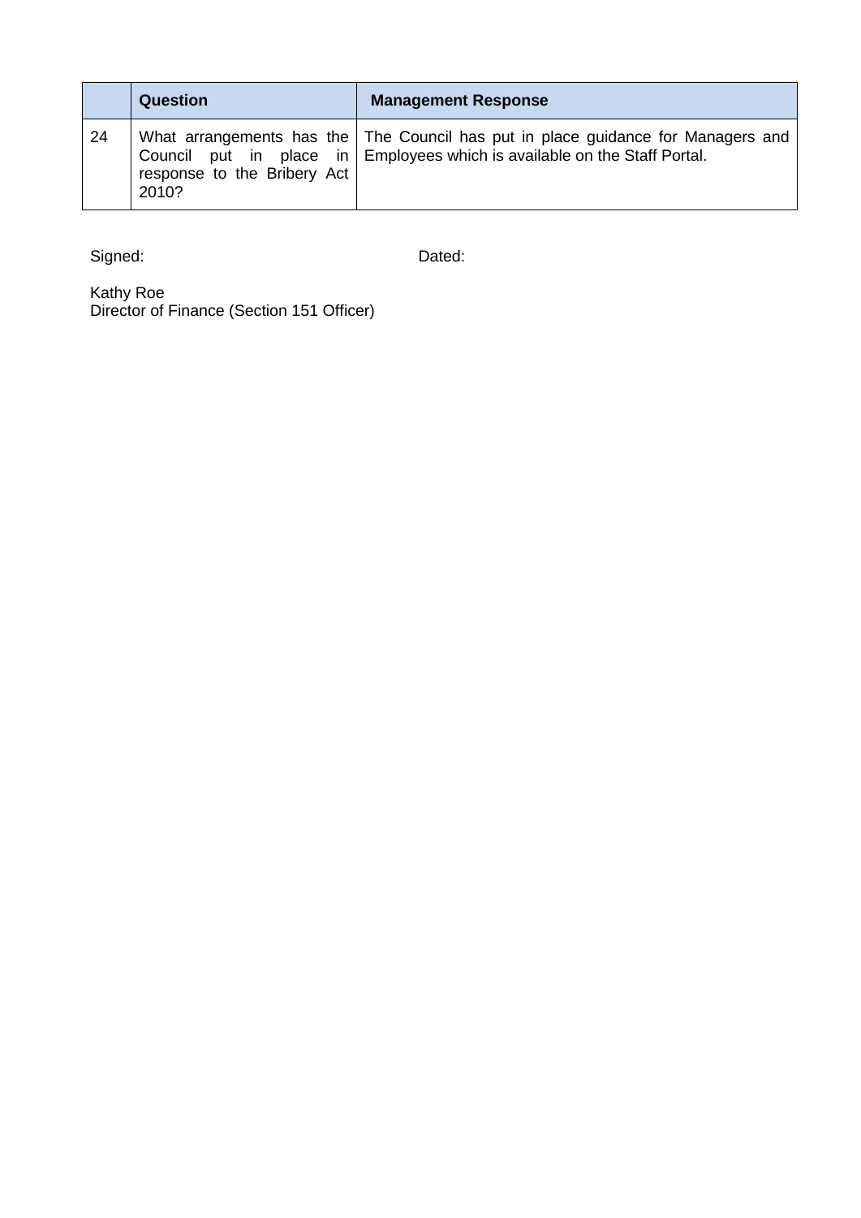| | Question | Management Response |
|---|---|---|
| 24 | What arrangements has the Council put in place in response to the Bribery Act 2010? | The Council has put in place guidance for Managers and Employees which is available on the Staff Portal. |

Signed: Dated:

Kathy Roe
Director of Finance (Section 151 Officer)